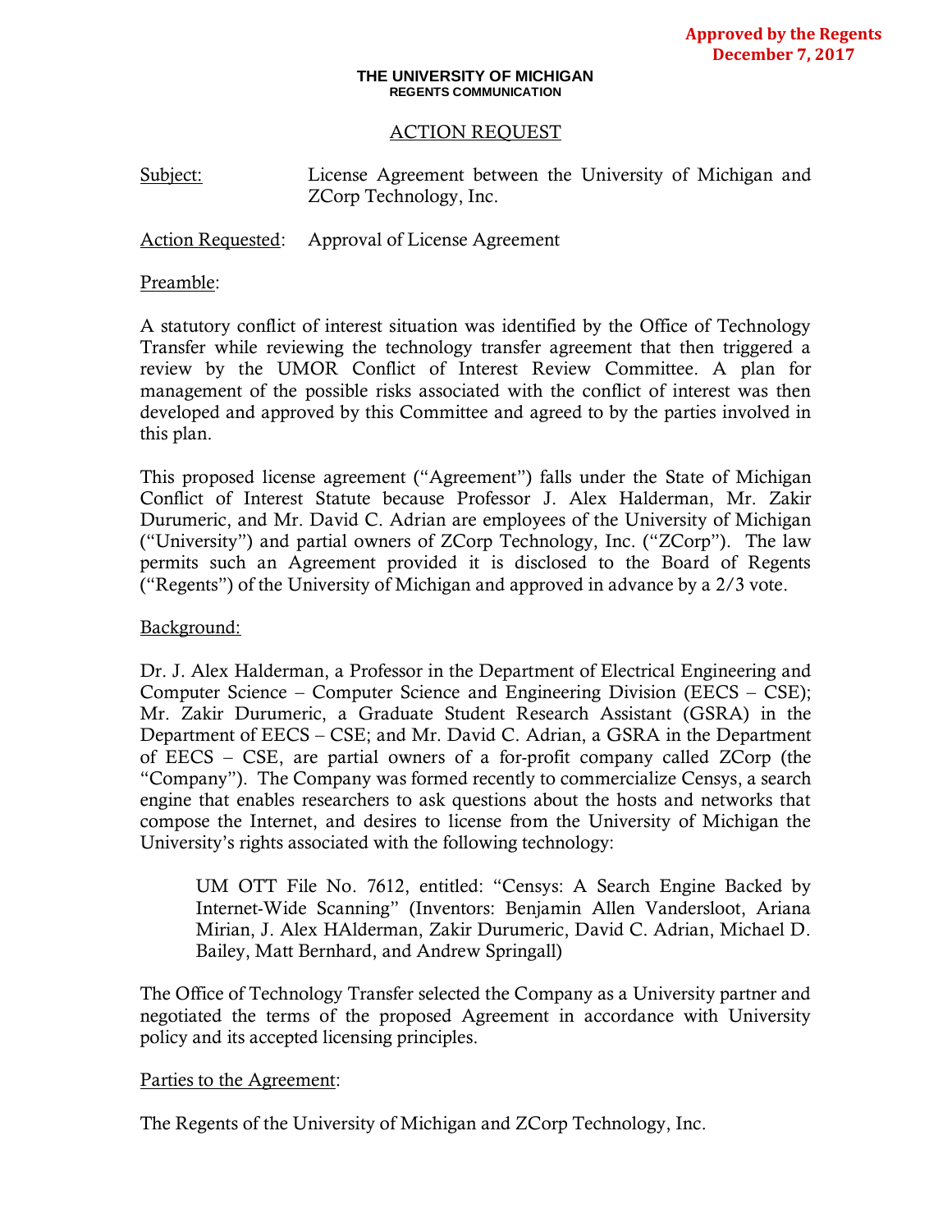**Approved by the Regents**
**December 7, 2017**

**THE UNIVERSITY OF MICHIGAN**
**REGENTS COMMUNICATION**

# ACTION REQUEST

Subject: License Agreement between the University of Michigan and ZCorp Technology, Inc.

Action Requested: Approval of License Agreement

Preamble:

A statutory conflict of interest situation was identified by the Office of Technology Transfer while reviewing the technology transfer agreement that then triggered a review by the UMOR Conflict of Interest Review Committee. A plan for management of the possible risks associated with the conflict of interest was then developed and approved by this Committee and agreed to by the parties involved in this plan.

This proposed license agreement ("Agreement") falls under the State of Michigan Conflict of Interest Statute because Professor J. Alex Halderman, Mr. Zakir Durumeric, and Mr. David C. Adrian are employees of the University of Michigan ("University") and partial owners of ZCorp Technology, Inc. ("ZCorp"). The law permits such an Agreement provided it is disclosed to the Board of Regents ("Regents") of the University of Michigan and approved in advance by a 2/3 vote.

Background:

Dr. J. Alex Halderman, a Professor in the Department of Electrical Engineering and Computer Science – Computer Science and Engineering Division (EECS – CSE); Mr. Zakir Durumeric, a Graduate Student Research Assistant (GSRA) in the Department of EECS – CSE; and Mr. David C. Adrian, a GSRA in the Department of EECS – CSE, are partial owners of a for-profit company called ZCorp (the "Company"). The Company was formed recently to commercialize Censys, a search engine that enables researchers to ask questions about the hosts and networks that compose the Internet, and desires to license from the University of Michigan the University's rights associated with the following technology:

> UM OTT File No. 7612, entitled: "Censys: A Search Engine Backed by Internet-Wide Scanning" (Inventors: Benjamin Allen Vandersloot, Ariana Mirian, J. Alex HAlderman, Zakir Durumeric, David C. Adrian, Michael D. Bailey, Matt Bernhard, and Andrew Springall)

The Office of Technology Transfer selected the Company as a University partner and negotiated the terms of the proposed Agreement in accordance with University policy and its accepted licensing principles.

Parties to the Agreement:

The Regents of the University of Michigan and ZCorp Technology, Inc.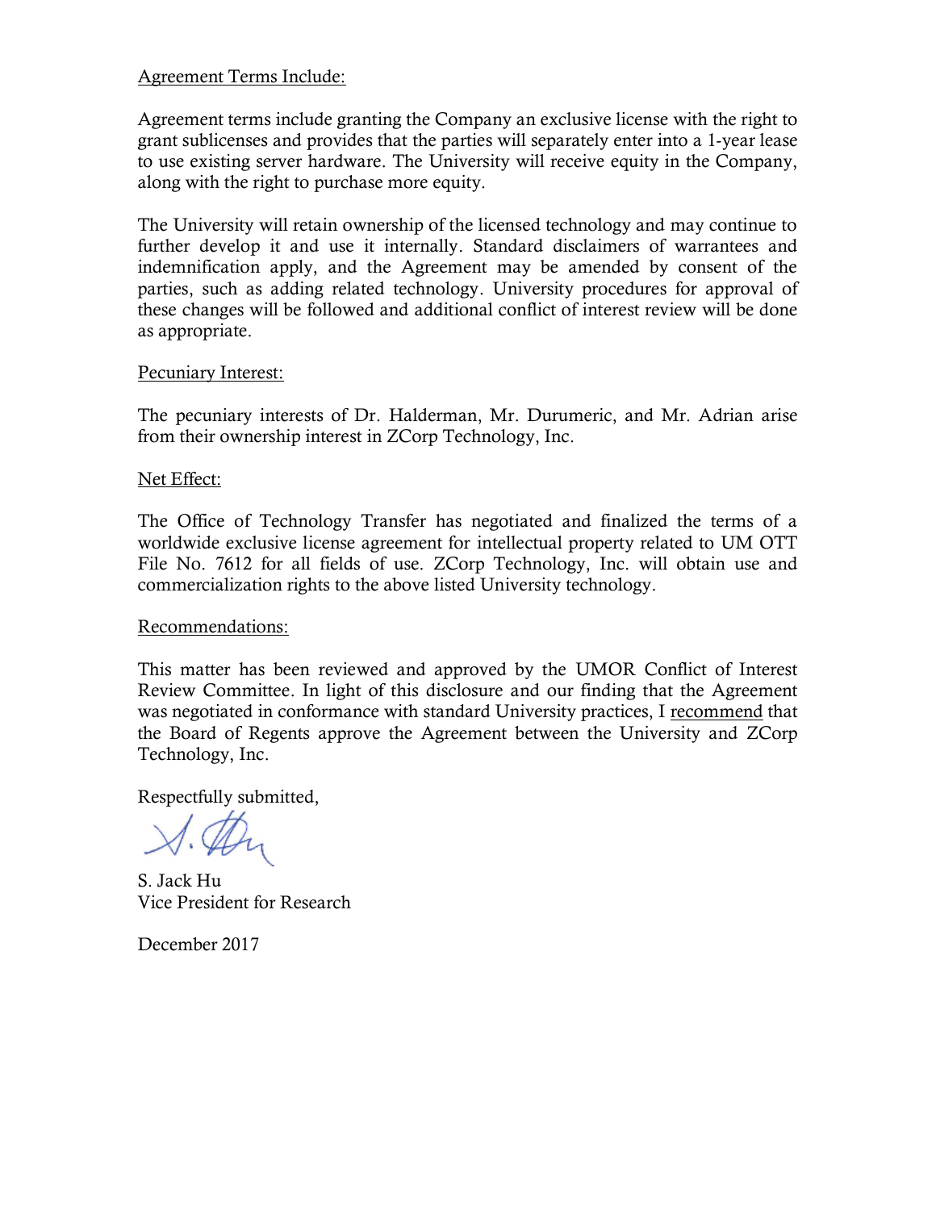Agreement Terms Include:

Agreement terms include granting the Company an exclusive license with the right to grant sublicenses and provides that the parties will separately enter into a 1-year lease to use existing server hardware. The University will receive equity in the Company, along with the right to purchase more equity.

The University will retain ownership of the licensed technology and may continue to further develop it and use it internally. Standard disclaimers of warrantees and indemnification apply, and the Agreement may be amended by consent of the parties, such as adding related technology. University procedures for approval of these changes will be followed and additional conflict of interest review will be done as appropriate.

Pecuniary Interest:

The pecuniary interests of Dr. Halderman, Mr. Durumeric, and Mr. Adrian arise from their ownership interest in ZCorp Technology, Inc.

Net Effect:

The Office of Technology Transfer has negotiated and finalized the terms of a worldwide exclusive license agreement for intellectual property related to UM OTT File No. 7612 for all fields of use. ZCorp Technology, Inc. will obtain use and commercialization rights to the above listed University technology.

Recommendations:

This matter has been reviewed and approved by the UMOR Conflict of Interest Review Committee. In light of this disclosure and our finding that the Agreement was negotiated in conformance with standard University practices, I recommend that the Board of Regents approve the Agreement between the University and ZCorp Technology, Inc.

Respectfully submitted,

S. Jack Hu
Vice President for Research

December 2017